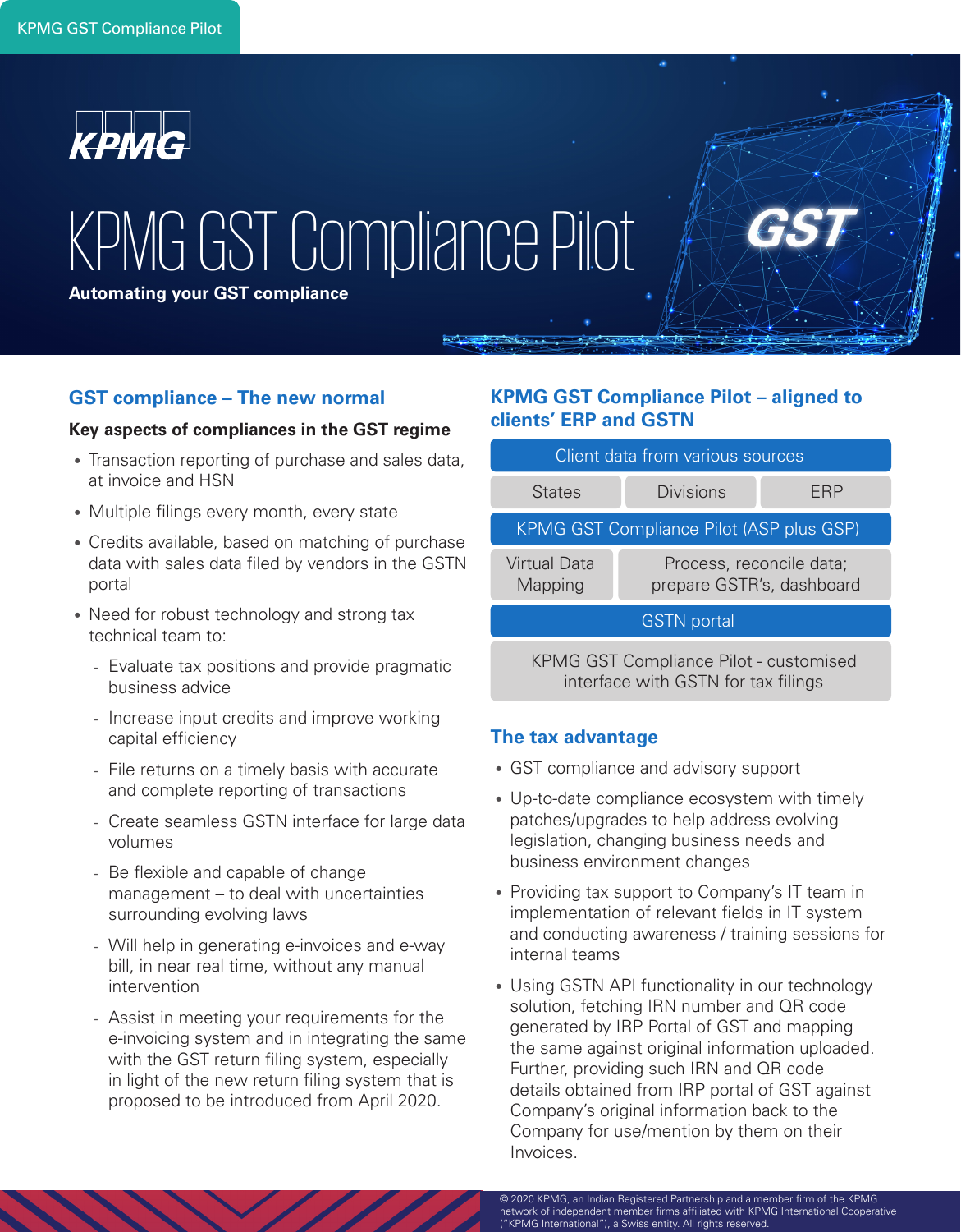# KPMG GST Compliance Pilot

**Automating your GST compliance**

## GST compliance – The new normal

### Key aspects of compliances in the GST regime

- Transaction reporting of purchase and sales data, at invoice and HSN
- Multiple filings every month, every state
- Credits available, based on matching of purchase data with sales data filed by vendors in the GSTN portal
- Need for robust technology and strong tax technical team to:
  - Evaluate tax positions and provide pragmatic business advice
  - Increase input credits and improve working capital efficiency
  - File returns on a timely basis with accurate and complete reporting of transactions
  - Create seamless GSTN interface for large data volumes
  - Be flexible and capable of change management – to deal with uncertainties surrounding evolving laws
  - Will help in generating e-invoices and e-way bill, in near real time, without any manual intervention
  - Assist in meeting your requirements for the e-invoicing system and in integrating the same with the GST return filing system, especially in light of the new return filing system that is proposed to be introduced from April 2020.

## KPMG GST Compliance Pilot – aligned to clients' ERP and GSTN

| Client data from various sources | | |
|---|---|---|
| States | Divisions | ERP |
| KPMG GST Compliance Pilot (ASP plus GSP) | | |
| Virtual Data Mapping | Process, reconcile data; prepare GSTR's, dashboard | |
| GSTN portal | | |
| KPMG GST Compliance Pilot - customised interface with GSTN for tax filings | | |

## The tax advantage

- GST compliance and advisory support
- Up-to-date compliance ecosystem with timely patches/upgrades to help address evolving legislation, changing business needs and business environment changes
- Providing tax support to Company's IT team in implementation of relevant fields in IT system and conducting awareness / training sessions for internal teams
- Using GSTN API functionality in our technology solution, fetching IRN number and QR code generated by IRP Portal of GST and mapping the same against original information uploaded. Further, providing such IRN and QR code details obtained from IRP portal of GST against Company's original information back to the Company for use/mention by them on their Invoices.

© 2020 KPMG, an Indian Registered Partnership and a member firm of the KPMG network of independent member firms affiliated with KPMG International Cooperative ("KPMG International"), a Swiss entity. All rights reserved.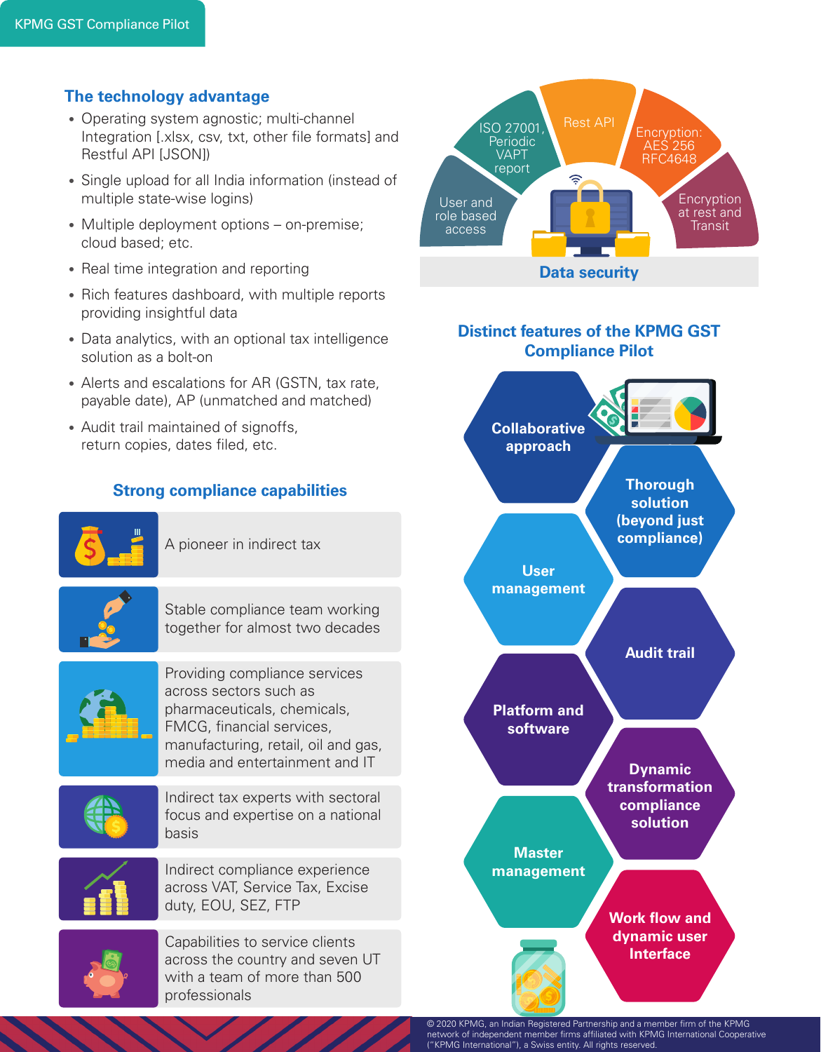## The technology advantage

- Operating system agnostic; multi-channel Integration [.xlsx, csv, txt, other file formats] and Restful API [JSON])
- Single upload for all India information (instead of multiple state-wise logins)
- Multiple deployment options – on-premise; cloud based; etc.
- Real time integration and reporting
- Rich features dashboard, with multiple reports providing insightful data
- Data analytics, with an optional tax intelligence solution as a bolt-on
- Alerts and escalations for AR (GSTN, tax rate, payable date), AP (unmatched and matched)
- Audit trail maintained of signoffs, return copies, dates filed, etc.

## Data security

- User and role based access
- ISO 27001, Periodic VAPT report
- Rest API
- Encryption: AES 256 RFC4648
- Encryption at rest and Transit

## Strong compliance capabilities

- A pioneer in indirect tax
- Stable compliance team working together for almost two decades
- Providing compliance services across sectors such as pharmaceuticals, chemicals, FMCG, financial services, manufacturing, retail, oil and gas, media and entertainment and IT
- Indirect tax experts with sectoral focus and expertise on a national basis
- Indirect compliance experience across VAT, Service Tax, Excise duty, EOU, SEZ, FTP
- Capabilities to service clients across the country and seven UT with a team of more than 500 professionals

## Distinct features of the KPMG GST Compliance Pilot

- Collaborative approach
- Thorough solution (beyond just compliance)
- User management
- Audit trail
- Platform and software
- Dynamic transformation compliance solution
- Master management
- Work flow and dynamic user Interface

© 2020 KPMG, an Indian Registered Partnership and a member firm of the KPMG network of independent member firms affiliated with KPMG International Cooperative ("KPMG International"), a Swiss entity. All rights reserved.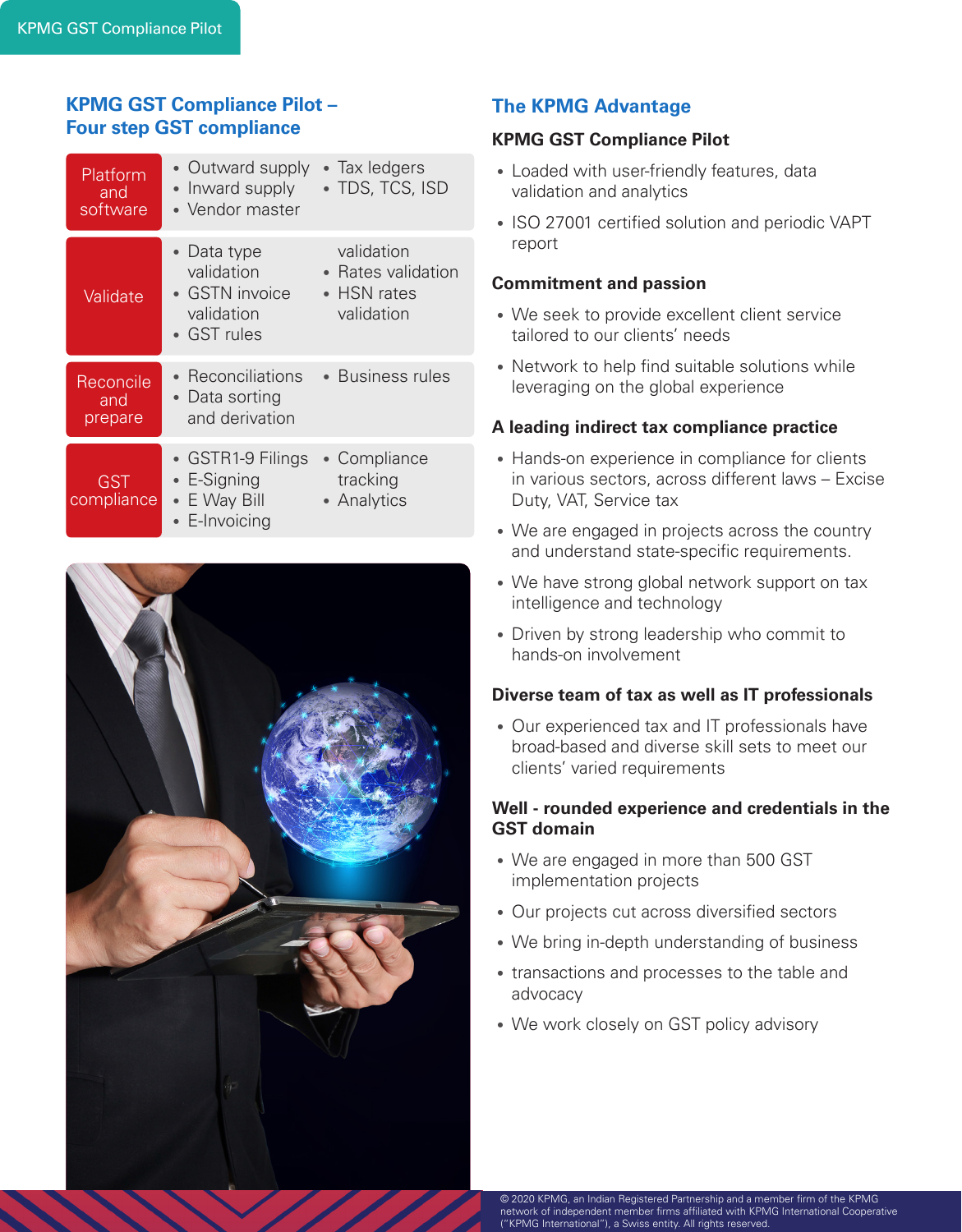## KPMG GST Compliance Pilot – Four step GST compliance

| Step | Components |
| --- | --- |
| Platform and software | • Outward supply • Inward supply • Vendor master • Tax ledgers • TDS, TCS, ISD |
| Validate | • Data type validation • GSTN invoice validation • GST rules validation • Rates validation • HSN rates validation |
| Reconcile and prepare | • Reconciliations • Data sorting and derivation • Business rules |
| GST compliance | • GSTR1-9 Filings • E-Signing • E Way Bill • E-Invoicing • Compliance tracking • Analytics |

## The KPMG Advantage

### KPMG GST Compliance Pilot

- Loaded with user-friendly features, data validation and analytics
- ISO 27001 certified solution and periodic VAPT report

### Commitment and passion

- We seek to provide excellent client service tailored to our clients' needs
- Network to help find suitable solutions while leveraging on the global experience

### A leading indirect tax compliance practice

- Hands-on experience in compliance for clients in various sectors, across different laws – Excise Duty, VAT, Service tax
- We are engaged in projects across the country and understand state-specific requirements.
- We have strong global network support on tax intelligence and technology
- Driven by strong leadership who commit to hands-on involvement

### Diverse team of tax as well as IT professionals

- Our experienced tax and IT professionals have broad-based and diverse skill sets to meet our clients' varied requirements

### Well - rounded experience and credentials in the GST domain

- We are engaged in more than 500 GST implementation projects
- Our projects cut across diversified sectors
- We bring in-depth understanding of business
- transactions and processes to the table and advocacy
- We work closely on GST policy advisory

© 2020 KPMG, an Indian Registered Partnership and a member firm of the KPMG network of independent member firms affiliated with KPMG International Cooperative ("KPMG International"), a Swiss entity. All rights reserved.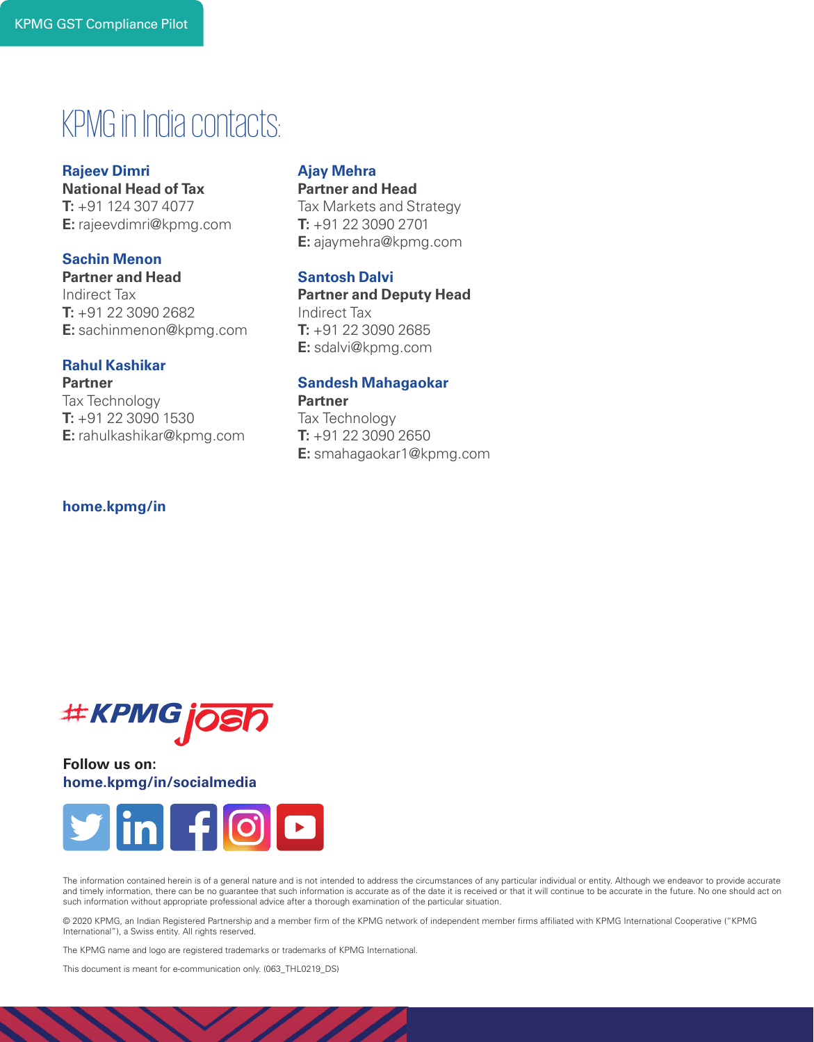# KPMG in India contacts:

**Rajeev Dimri**
**National Head of Tax**
**T:** +91 124 307 4077
**E:** rajeevdimri@kpmg.com

**Sachin Menon**
**Partner and Head**
Indirect Tax
**T:** +91 22 3090 2682
**E:** sachinmenon@kpmg.com

**Rahul Kashikar**
**Partner**
Tax Technology
**T:** +91 22 3090 1530
**E:** rahulkashikar@kpmg.com

**Ajay Mehra**
**Partner and Head**
Tax Markets and Strategy
**T:** +91 22 3090 2701
**E:** ajaymehra@kpmg.com

**Santosh Dalvi**
**Partner and Deputy Head**
Indirect Tax
**T:** +91 22 3090 2685
**E:** sdalvi@kpmg.com

**Sandesh Mahagaokar**
**Partner**
Tax Technology
**T:** +91 22 3090 2650
**E:** smahagaokar1@kpmg.com

**home.kpmg/in**

#KPMG josh

**Follow us on:**
**home.kpmg/in/socialmedia**

The information contained herein is of a general nature and is not intended to address the circumstances of any particular individual or entity. Although we endeavor to provide accurate and timely information, there can be no guarantee that such information is accurate as of the date it is received or that it will continue to be accurate in the future. No one should act on such information without appropriate professional advice after a thorough examination of the particular situation.

© 2020 KPMG, an Indian Registered Partnership and a member firm of the KPMG network of independent member firms affiliated with KPMG International Cooperative ("KPMG International"), a Swiss entity. All rights reserved.

The KPMG name and logo are registered trademarks or trademarks of KPMG International.

This document is meant for e-communication only. (063_THL0219_DS)